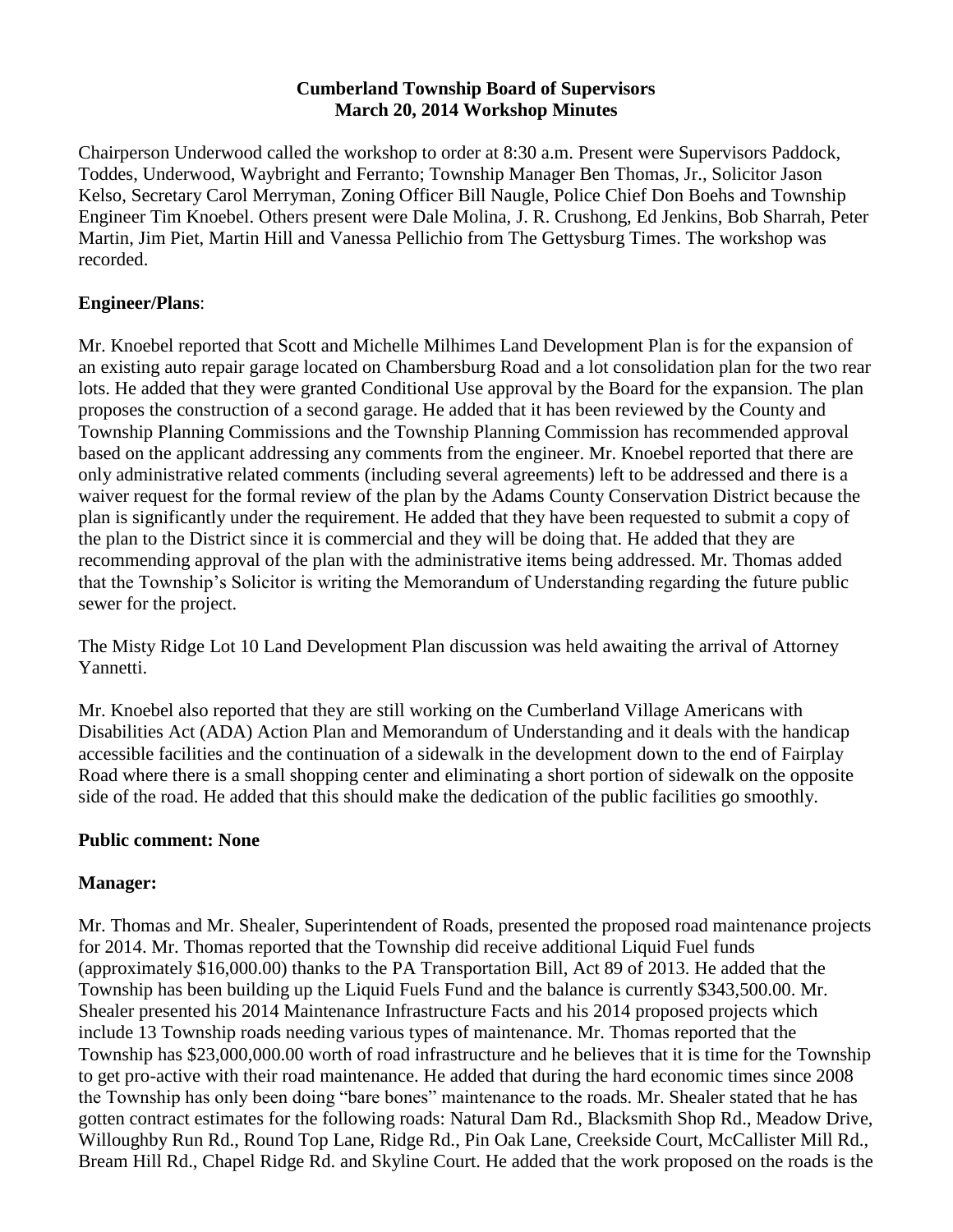**Cumberland Township Board of Supervisors**
**March 20, 2014 Workshop Minutes**

Chairperson Underwood called the workshop to order at 8:30 a.m. Present were Supervisors Paddock, Toddes, Underwood, Waybright and Ferranto; Township Manager Ben Thomas, Jr., Solicitor Jason Kelso, Secretary Carol Merryman, Zoning Officer Bill Naugle, Police Chief Don Boehs and Township Engineer Tim Knoebel. Others present were Dale Molina, J. R. Crushong, Ed Jenkins, Bob Sharrah, Peter Martin, Jim Piet, Martin Hill and Vanessa Pellichio from The Gettysburg Times. The workshop was recorded.

**Engineer/Plans**:

Mr. Knoebel reported that Scott and Michelle Milhimes Land Development Plan is for the expansion of an existing auto repair garage located on Chambersburg Road and a lot consolidation plan for the two rear lots. He added that they were granted Conditional Use approval by the Board for the expansion. The plan proposes the construction of a second garage. He added that it has been reviewed by the County and Township Planning Commissions and the Township Planning Commission has recommended approval based on the applicant addressing any comments from the engineer. Mr. Knoebel reported that there are only administrative related comments (including several agreements) left to be addressed and there is a waiver request for the formal review of the plan by the Adams County Conservation District because the plan is significantly under the requirement. He added that they have been requested to submit a copy of the plan to the District since it is commercial and they will be doing that. He added that they are recommending approval of the plan with the administrative items being addressed. Mr. Thomas added that the Township's Solicitor is writing the Memorandum of Understanding regarding the future public sewer for the project.

The Misty Ridge Lot 10 Land Development Plan discussion was held awaiting the arrival of Attorney Yannetti.

Mr. Knoebel also reported that they are still working on the Cumberland Village Americans with Disabilities Act (ADA) Action Plan and Memorandum of Understanding and it deals with the handicap accessible facilities and the continuation of a sidewalk in the development down to the end of Fairplay Road where there is a small shopping center and eliminating a short portion of sidewalk on the opposite side of the road. He added that this should make the dedication of the public facilities go smoothly.

**Public comment: None**

**Manager:**

Mr. Thomas and Mr. Shealer, Superintendent of Roads, presented the proposed road maintenance projects for 2014. Mr. Thomas reported that the Township did receive additional Liquid Fuel funds (approximately \$16,000.00) thanks to the PA Transportation Bill, Act 89 of 2013. He added that the Township has been building up the Liquid Fuels Fund and the balance is currently \$343,500.00. Mr. Shealer presented his 2014 Maintenance Infrastructure Facts and his 2014 proposed projects which include 13 Township roads needing various types of maintenance. Mr. Thomas reported that the Township has \$23,000,000.00 worth of road infrastructure and he believes that it is time for the Township to get pro-active with their road maintenance. He added that during the hard economic times since 2008 the Township has only been doing "bare bones" maintenance to the roads. Mr. Shealer stated that he has gotten contract estimates for the following roads: Natural Dam Rd., Blacksmith Shop Rd., Meadow Drive, Willoughby Run Rd., Round Top Lane, Ridge Rd., Pin Oak Lane, Creekside Court, McCallister Mill Rd., Bream Hill Rd., Chapel Ridge Rd. and Skyline Court. He added that the work proposed on the roads is the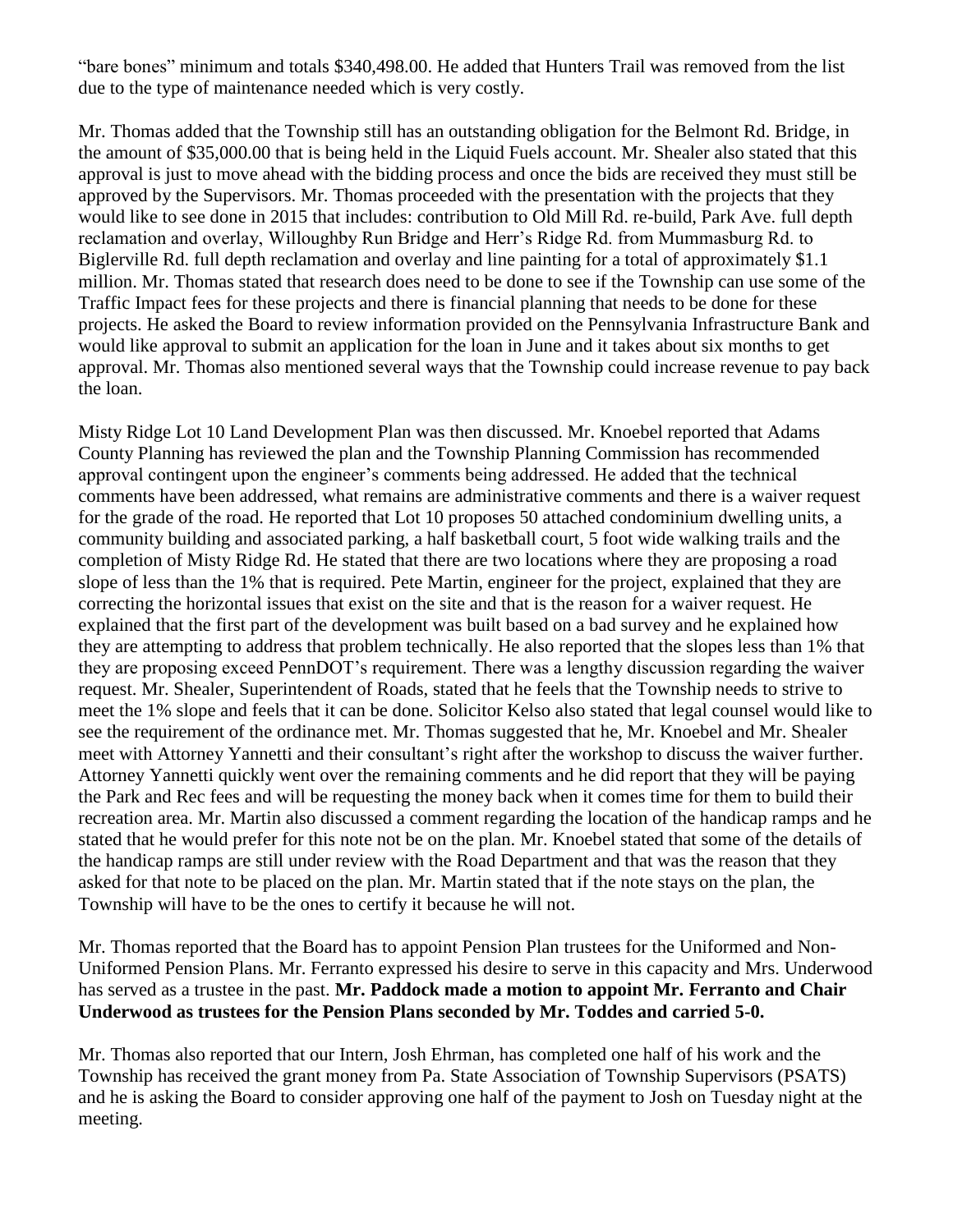"bare bones" minimum and totals $340,498.00. He added that Hunters Trail was removed from the list due to the type of maintenance needed which is very costly.

Mr. Thomas added that the Township still has an outstanding obligation for the Belmont Rd. Bridge, in the amount of $35,000.00 that is being held in the Liquid Fuels account. Mr. Shealer also stated that this approval is just to move ahead with the bidding process and once the bids are received they must still be approved by the Supervisors. Mr. Thomas proceeded with the presentation with the projects that they would like to see done in 2015 that includes: contribution to Old Mill Rd. re-build, Park Ave. full depth reclamation and overlay, Willoughby Run Bridge and Herr's Ridge Rd. from Mummasburg Rd. to Biglerville Rd. full depth reclamation and overlay and line painting for a total of approximately $1.1 million. Mr. Thomas stated that research does need to be done to see if the Township can use some of the Traffic Impact fees for these projects and there is financial planning that needs to be done for these projects. He asked the Board to review information provided on the Pennsylvania Infrastructure Bank and would like approval to submit an application for the loan in June and it takes about six months to get approval. Mr. Thomas also mentioned several ways that the Township could increase revenue to pay back the loan.

Misty Ridge Lot 10 Land Development Plan was then discussed. Mr. Knoebel reported that Adams County Planning has reviewed the plan and the Township Planning Commission has recommended approval contingent upon the engineer's comments being addressed. He added that the technical comments have been addressed, what remains are administrative comments and there is a waiver request for the grade of the road. He reported that Lot 10 proposes 50 attached condominium dwelling units, a community building and associated parking, a half basketball court, 5 foot wide walking trails and the completion of Misty Ridge Rd. He stated that there are two locations where they are proposing a road slope of less than the 1% that is required. Pete Martin, engineer for the project, explained that they are correcting the horizontal issues that exist on the site and that is the reason for a waiver request. He explained that the first part of the development was built based on a bad survey and he explained how they are attempting to address that problem technically. He also reported that the slopes less than 1% that they are proposing exceed PennDOT's requirement. There was a lengthy discussion regarding the waiver request. Mr. Shealer, Superintendent of Roads, stated that he feels that the Township needs to strive to meet the 1% slope and feels that it can be done. Solicitor Kelso also stated that legal counsel would like to see the requirement of the ordinance met. Mr. Thomas suggested that he, Mr. Knoebel and Mr. Shealer meet with Attorney Yannetti and their consultant's right after the workshop to discuss the waiver further. Attorney Yannetti quickly went over the remaining comments and he did report that they will be paying the Park and Rec fees and will be requesting the money back when it comes time for them to build their recreation area. Mr. Martin also discussed a comment regarding the location of the handicap ramps and he stated that he would prefer for this note not be on the plan. Mr. Knoebel stated that some of the details of the handicap ramps are still under review with the Road Department and that was the reason that they asked for that note to be placed on the plan. Mr. Martin stated that if the note stays on the plan, the Township will have to be the ones to certify it because he will not.

Mr. Thomas reported that the Board has to appoint Pension Plan trustees for the Uniformed and Non-Uniformed Pension Plans. Mr. Ferranto expressed his desire to serve in this capacity and Mrs. Underwood has served as a trustee in the past. **Mr. Paddock made a motion to appoint Mr. Ferranto and Chair Underwood as trustees for the Pension Plans seconded by Mr. Toddes and carried 5-0.**

Mr. Thomas also reported that our Intern, Josh Ehrman, has completed one half of his work and the Township has received the grant money from Pa. State Association of Township Supervisors (PSATS) and he is asking the Board to consider approving one half of the payment to Josh on Tuesday night at the meeting.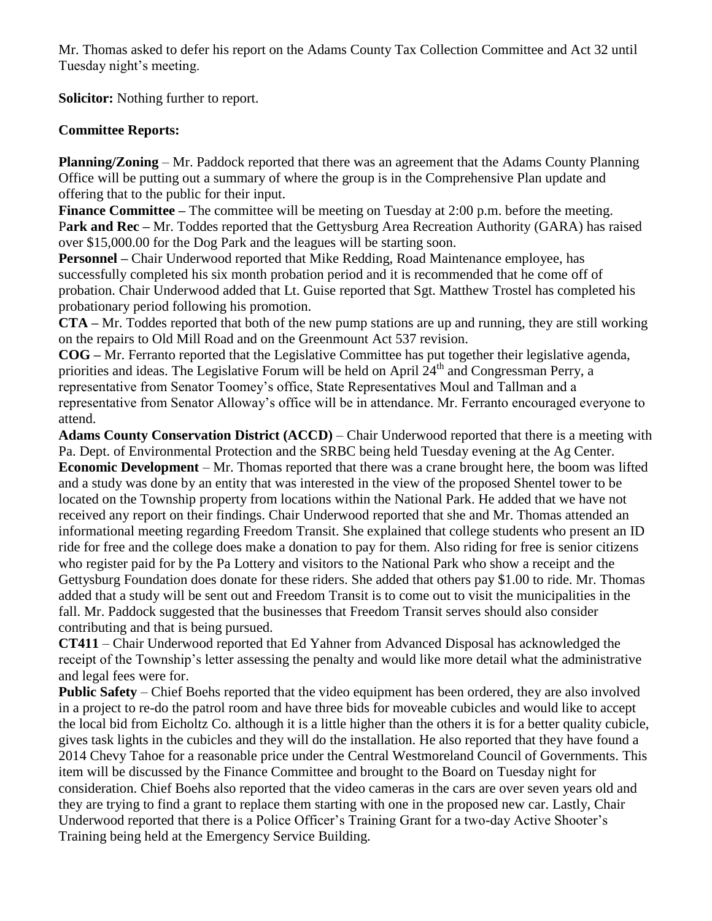Mr. Thomas asked to defer his report on the Adams County Tax Collection Committee and Act 32 until Tuesday night's meeting.

**Solicitor:** Nothing further to report.

**Committee Reports:**

**Planning/Zoning** – Mr. Paddock reported that there was an agreement that the Adams County Planning Office will be putting out a summary of where the group is in the Comprehensive Plan update and offering that to the public for their input.

**Finance Committee –** The committee will be meeting on Tuesday at 2:00 p.m. before the meeting.

P**ark and Rec –** Mr. Toddes reported that the Gettysburg Area Recreation Authority (GARA) has raised over $15,000.00 for the Dog Park and the leagues will be starting soon.

**Personnel –** Chair Underwood reported that Mike Redding, Road Maintenance employee, has successfully completed his six month probation period and it is recommended that he come off of probation. Chair Underwood added that Lt. Guise reported that Sgt. Matthew Trostel has completed his probationary period following his promotion.

**CTA –** Mr. Toddes reported that both of the new pump stations are up and running, they are still working on the repairs to Old Mill Road and on the Greenmount Act 537 revision.

**COG –** Mr. Ferranto reported that the Legislative Committee has put together their legislative agenda, priorities and ideas. The Legislative Forum will be held on April 24th and Congressman Perry, a representative from Senator Toomey's office, State Representatives Moul and Tallman and a representative from Senator Alloway's office will be in attendance. Mr. Ferranto encouraged everyone to attend.

**Adams County Conservation District (ACCD)** – Chair Underwood reported that there is a meeting with Pa. Dept. of Environmental Protection and the SRBC being held Tuesday evening at the Ag Center.

**Economic Development** – Mr. Thomas reported that there was a crane brought here, the boom was lifted and a study was done by an entity that was interested in the view of the proposed Shentel tower to be located on the Township property from locations within the National Park. He added that we have not received any report on their findings. Chair Underwood reported that she and Mr. Thomas attended an informational meeting regarding Freedom Transit. She explained that college students who present an ID ride for free and the college does make a donation to pay for them. Also riding for free is senior citizens who register paid for by the Pa Lottery and visitors to the National Park who show a receipt and the Gettysburg Foundation does donate for these riders. She added that others pay $1.00 to ride. Mr. Thomas added that a study will be sent out and Freedom Transit is to come out to visit the municipalities in the fall. Mr. Paddock suggested that the businesses that Freedom Transit serves should also consider contributing and that is being pursued.

**CT411** – Chair Underwood reported that Ed Yahner from Advanced Disposal has acknowledged the receipt of the Township's letter assessing the penalty and would like more detail what the administrative and legal fees were for.

**Public Safety** – Chief Boehs reported that the video equipment has been ordered, they are also involved in a project to re-do the patrol room and have three bids for moveable cubicles and would like to accept the local bid from Eicholtz Co. although it is a little higher than the others it is for a better quality cubicle, gives task lights in the cubicles and they will do the installation. He also reported that they have found a 2014 Chevy Tahoe for a reasonable price under the Central Westmoreland Council of Governments. This item will be discussed by the Finance Committee and brought to the Board on Tuesday night for consideration. Chief Boehs also reported that the video cameras in the cars are over seven years old and they are trying to find a grant to replace them starting with one in the proposed new car. Lastly, Chair Underwood reported that there is a Police Officer's Training Grant for a two-day Active Shooter's Training being held at the Emergency Service Building.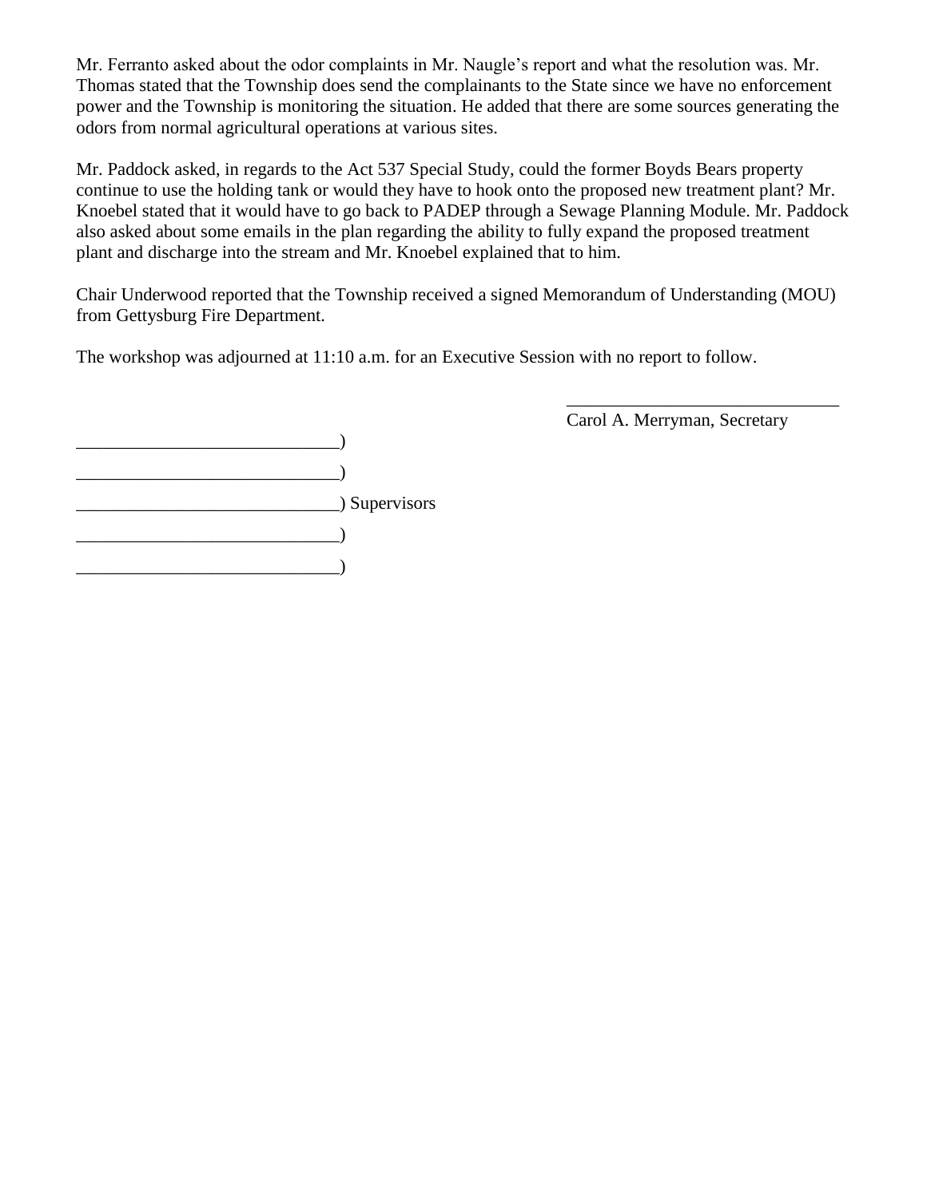Mr. Ferranto asked about the odor complaints in Mr. Naugle's report and what the resolution was. Mr. Thomas stated that the Township does send the complainants to the State since we have no enforcement power and the Township is monitoring the situation. He added that there are some sources generating the odors from normal agricultural operations at various sites.

Mr. Paddock asked, in regards to the Act 537 Special Study, could the former Boyds Bears property continue to use the holding tank or would they have to hook onto the proposed new treatment plant? Mr. Knoebel stated that it would have to go back to PADEP through a Sewage Planning Module. Mr. Paddock also asked about some emails in the plan regarding the ability to fully expand the proposed treatment plant and discharge into the stream and Mr. Knoebel explained that to him.

Chair Underwood reported that the Township received a signed Memorandum of Understanding (MOU) from Gettysburg Fire Department.

The workshop was adjourned at 11:10 a.m. for an Executive Session with no report to follow.

_______________________________
Carol A. Merryman, Secretary

_____________________________)
_____________________________)
_____________________________) Supervisors
_____________________________)
_____________________________)